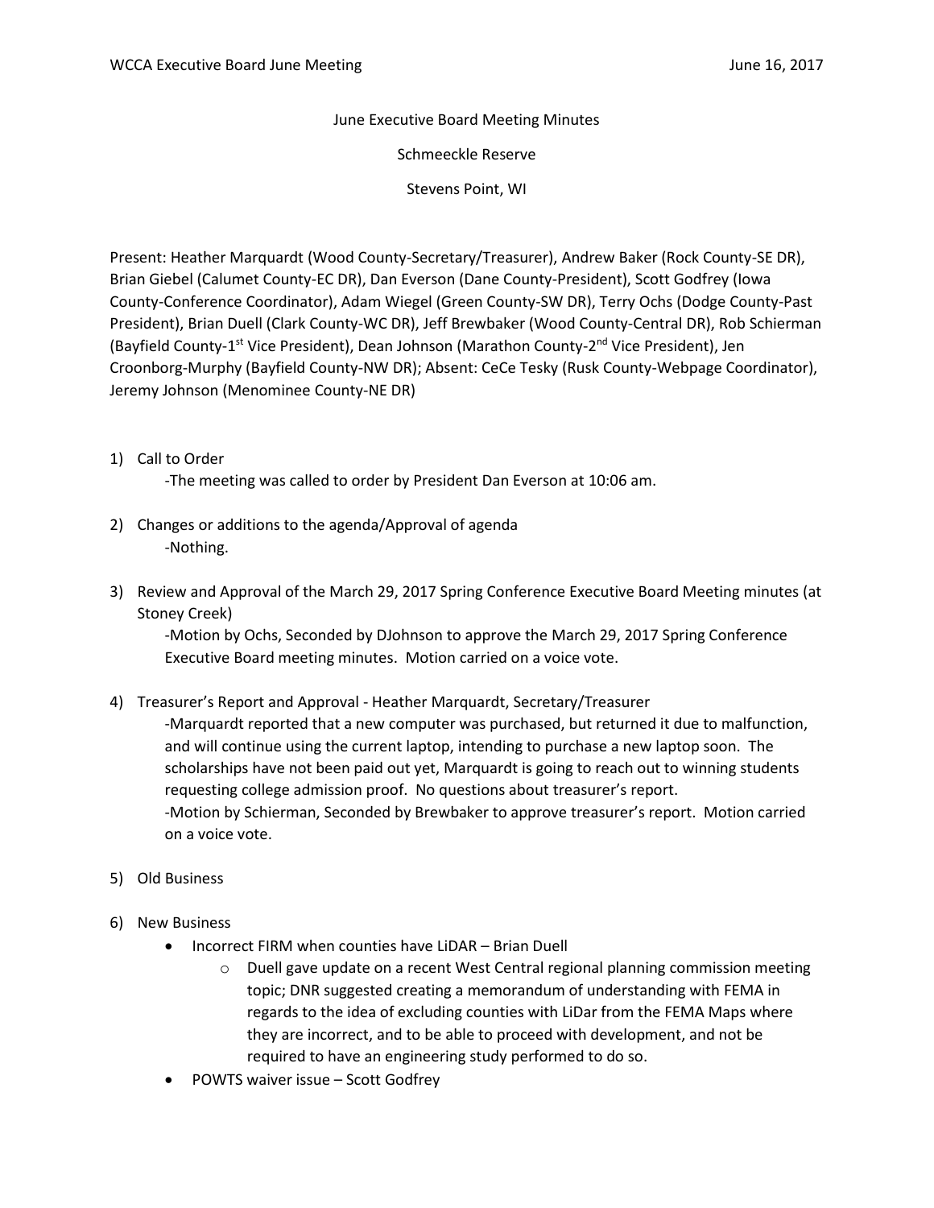June Executive Board Meeting Minutes

Schmeeckle Reserve

Stevens Point, WI

Present: Heather Marquardt (Wood County-Secretary/Treasurer), Andrew Baker (Rock County-SE DR), Brian Giebel (Calumet County-EC DR), Dan Everson (Dane County-President), Scott Godfrey (Iowa County-Conference Coordinator), Adam Wiegel (Green County-SW DR), Terry Ochs (Dodge County-Past President), Brian Duell (Clark County-WC DR), Jeff Brewbaker (Wood County-Central DR), Rob Schierman (Bayfield County-1st Vice President), Dean Johnson (Marathon County-2nd Vice President), Jen Croonborg-Murphy (Bayfield County-NW DR); Absent: CeCe Tesky (Rusk County-Webpage Coordinator), Jeremy Johnson (Menominee County-NE DR)

1) Call to Order
   - The meeting was called to order by President Dan Everson at 10:06 am.

2) Changes or additions to the agenda/Approval of agenda
   - Nothing.

3) Review and Approval of the March 29, 2017 Spring Conference Executive Board Meeting minutes (at Stoney Creek)
   - Motion by Ochs, Seconded by DJohnson to approve the March 29, 2017 Spring Conference Executive Board meeting minutes. Motion carried on a voice vote.

4) Treasurer's Report and Approval - Heather Marquardt, Secretary/Treasurer
   - Marquardt reported that a new computer was purchased, but returned it due to malfunction, and will continue using the current laptop, intending to purchase a new laptop soon. The scholarships have not been paid out yet, Marquardt is going to reach out to winning students requesting college admission proof. No questions about treasurer's report.
   - Motion by Schierman, Seconded by Brewbaker to approve treasurer's report. Motion carried on a voice vote.

5) Old Business

6) New Business
   - Incorrect FIRM when counties have LiDAR – Brian Duell
     - Duell gave update on a recent West Central regional planning commission meeting topic; DNR suggested creating a memorandum of understanding with FEMA in regards to the idea of excluding counties with LiDar from the FEMA Maps where they are incorrect, and to be able to proceed with development, and not be required to have an engineering study performed to do so.
   - POWTS waiver issue – Scott Godfrey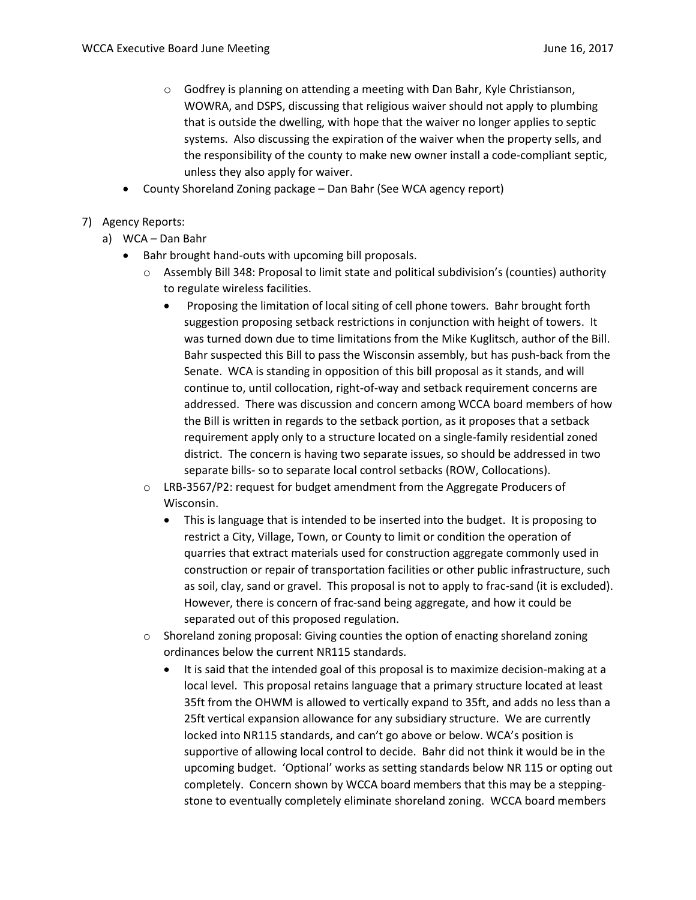- Godfrey is planning on attending a meeting with Dan Bahr, Kyle Christianson, WOWRA, and DSPS, discussing that religious waiver should not apply to plumbing that is outside the dwelling, with hope that the waiver no longer applies to septic systems. Also discussing the expiration of the waiver when the property sells, and the responsibility of the county to make new owner install a code-compliant septic, unless they also apply for waiver.
- County Shoreland Zoning package – Dan Bahr (See WCA agency report)

7) Agency Reports:
   a) WCA – Dan Bahr
      - Bahr brought hand-outs with upcoming bill proposals.
        - Assembly Bill 348: Proposal to limit state and political subdivision's (counties) authority to regulate wireless facilities.
          - Proposing the limitation of local siting of cell phone towers. Bahr brought forth suggestion proposing setback restrictions in conjunction with height of towers. It was turned down due to time limitations from the Mike Kuglitsch, author of the Bill. Bahr suspected this Bill to pass the Wisconsin assembly, but has push-back from the Senate. WCA is standing in opposition of this bill proposal as it stands, and will continue to, until collocation, right-of-way and setback requirement concerns are addressed. There was discussion and concern among WCCA board members of how the Bill is written in regards to the setback portion, as it proposes that a setback requirement apply only to a structure located on a single-family residential zoned district. The concern is having two separate issues, so should be addressed in two separate bills- so to separate local control setbacks (ROW, Collocations).
        - LRB-3567/P2: request for budget amendment from the Aggregate Producers of Wisconsin.
          - This is language that is intended to be inserted into the budget. It is proposing to restrict a City, Village, Town, or County to limit or condition the operation of quarries that extract materials used for construction aggregate commonly used in construction or repair of transportation facilities or other public infrastructure, such as soil, clay, sand or gravel. This proposal is not to apply to frac-sand (it is excluded). However, there is concern of frac-sand being aggregate, and how it could be separated out of this proposed regulation.
        - Shoreland zoning proposal: Giving counties the option of enacting shoreland zoning ordinances below the current NR115 standards.
          - It is said that the intended goal of this proposal is to maximize decision-making at a local level. This proposal retains language that a primary structure located at least 35ft from the OHWM is allowed to vertically expand to 35ft, and adds no less than a 25ft vertical expansion allowance for any subsidiary structure. We are currently locked into NR115 standards, and can't go above or below. WCA's position is supportive of allowing local control to decide. Bahr did not think it would be in the upcoming budget. 'Optional' works as setting standards below NR 115 or opting out completely. Concern shown by WCCA board members that this may be a stepping-stone to eventually completely eliminate shoreland zoning. WCCA board members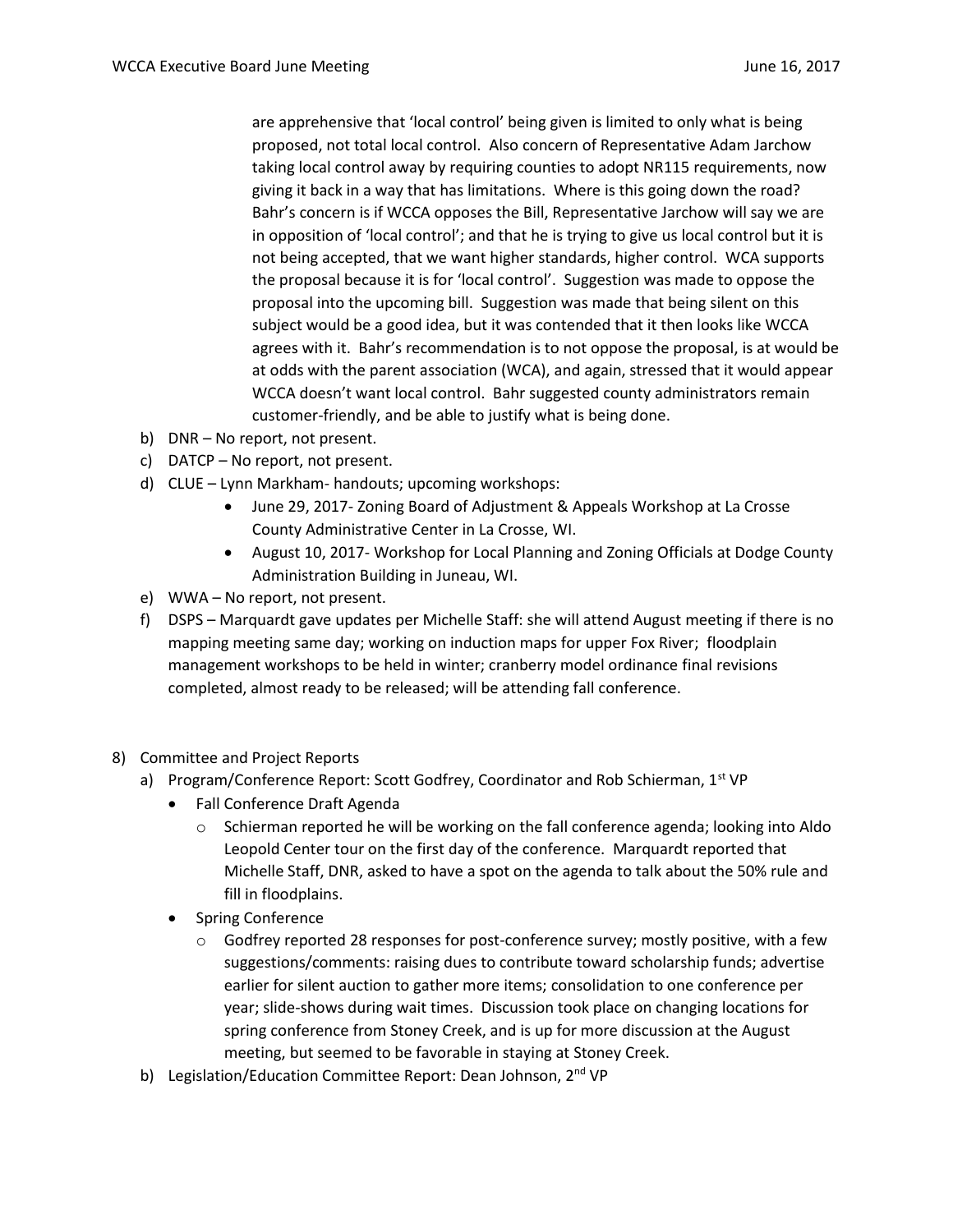are apprehensive that 'local control' being given is limited to only what is being proposed, not total local control. Also concern of Representative Adam Jarchow taking local control away by requiring counties to adopt NR115 requirements, now giving it back in a way that has limitations. Where is this going down the road? Bahr's concern is if WCCA opposes the Bill, Representative Jarchow will say we are in opposition of 'local control'; and that he is trying to give us local control but it is not being accepted, that we want higher standards, higher control. WCA supports the proposal because it is for 'local control'. Suggestion was made to oppose the proposal into the upcoming bill. Suggestion was made that being silent on this subject would be a good idea, but it was contended that it then looks like WCCA agrees with it. Bahr's recommendation is to not oppose the proposal, is at would be at odds with the parent association (WCA), and again, stressed that it would appear WCCA doesn't want local control. Bahr suggested county administrators remain customer-friendly, and be able to justify what is being done.

b) DNR – No report, not present.
c) DATCP – No report, not present.
d) CLUE – Lynn Markham- handouts; upcoming workshops:
   - June 29, 2017- Zoning Board of Adjustment & Appeals Workshop at La Crosse County Administrative Center in La Crosse, WI.
   - August 10, 2017- Workshop for Local Planning and Zoning Officials at Dodge County Administration Building in Juneau, WI.
e) WWA – No report, not present.
f) DSPS – Marquardt gave updates per Michelle Staff: she will attend August meeting if there is no mapping meeting same day; working on induction maps for upper Fox River; floodplain management workshops to be held in winter; cranberry model ordinance final revisions completed, almost ready to be released; will be attending fall conference.

8) Committee and Project Reports
   a) Program/Conference Report: Scott Godfrey, Coordinator and Rob Schierman, 1st VP
      - Fall Conference Draft Agenda
        - Schierman reported he will be working on the fall conference agenda; looking into Aldo Leopold Center tour on the first day of the conference. Marquardt reported that Michelle Staff, DNR, asked to have a spot on the agenda to talk about the 50% rule and fill in floodplains.
      - Spring Conference
        - Godfrey reported 28 responses for post-conference survey; mostly positive, with a few suggestions/comments: raising dues to contribute toward scholarship funds; advertise earlier for silent auction to gather more items; consolidation to one conference per year; slide-shows during wait times. Discussion took place on changing locations for spring conference from Stoney Creek, and is up for more discussion at the August meeting, but seemed to be favorable in staying at Stoney Creek.
   b) Legislation/Education Committee Report: Dean Johnson, 2nd VP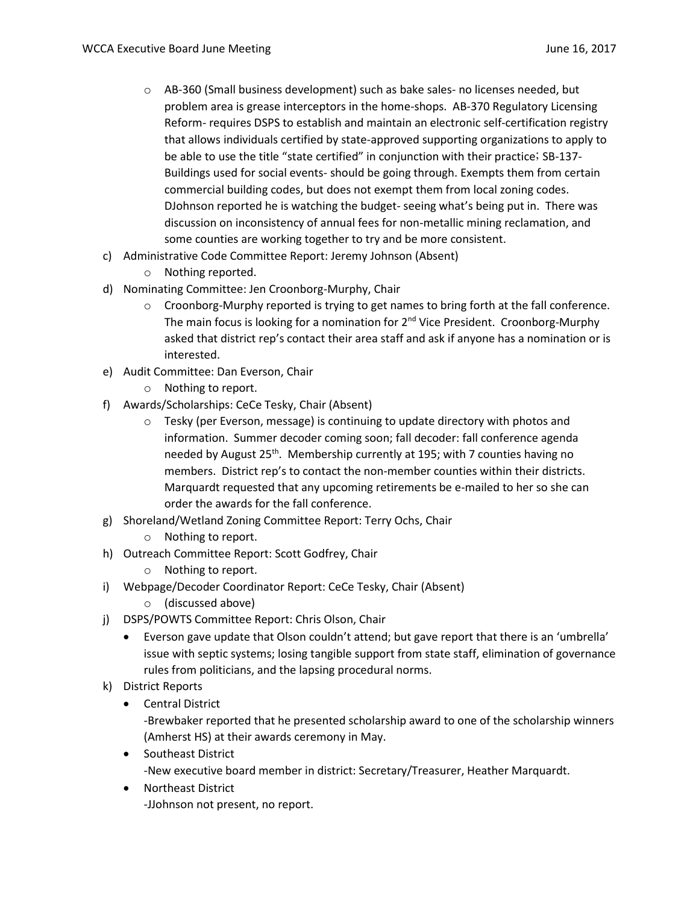- AB-360 (Small business development) such as bake sales- no licenses needed, but problem area is grease interceptors in the home-shops. AB-370 Regulatory Licensing Reform- requires DSPS to establish and maintain an electronic self-certification registry that allows individuals certified by state-approved supporting organizations to apply to be able to use the title "state certified" in conjunction with their practice; SB-137- Buildings used for social events- should be going through. Exempts them from certain commercial building codes, but does not exempt them from local zoning codes. DJohnson reported he is watching the budget- seeing what's being put in. There was discussion on inconsistency of annual fees for non-metallic mining reclamation, and some counties are working together to try and be more consistent.

c) Administrative Code Committee Report: Jeremy Johnson (Absent)
   - Nothing reported.

d) Nominating Committee: Jen Croonborg-Murphy, Chair
   - Croonborg-Murphy reported is trying to get names to bring forth at the fall conference. The main focus is looking for a nomination for 2nd Vice President. Croonborg-Murphy asked that district rep's contact their area staff and ask if anyone has a nomination or is interested.

e) Audit Committee: Dan Everson, Chair
   - Nothing to report.

f) Awards/Scholarships: CeCe Tesky, Chair (Absent)
   - Tesky (per Everson, message) is continuing to update directory with photos and information. Summer decoder coming soon; fall decoder: fall conference agenda needed by August 25th. Membership currently at 195; with 7 counties having no members. District rep's to contact the non-member counties within their districts. Marquardt requested that any upcoming retirements be e-mailed to her so she can order the awards for the fall conference.

g) Shoreland/Wetland Zoning Committee Report: Terry Ochs, Chair
   - Nothing to report.

h) Outreach Committee Report: Scott Godfrey, Chair
   - Nothing to report.

i) Webpage/Decoder Coordinator Report: CeCe Tesky, Chair (Absent)
   - (discussed above)

j) DSPS/POWTS Committee Report: Chris Olson, Chair
   - Everson gave update that Olson couldn't attend; but gave report that there is an 'umbrella' issue with septic systems; losing tangible support from state staff, elimination of governance rules from politicians, and the lapsing procedural norms.

k) District Reports
   - Central District
     -Brewbaker reported that he presented scholarship award to one of the scholarship winners (Amherst HS) at their awards ceremony in May.
   - Southeast District
     -New executive board member in district: Secretary/Treasurer, Heather Marquardt.
   - Northeast District
     -JJohnson not present, no report.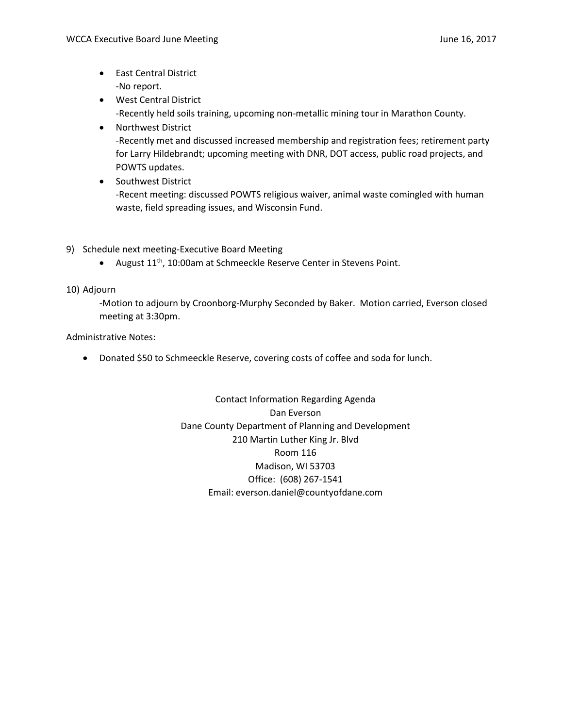- East Central District
  -No report.
- West Central District
  -Recently held soils training, upcoming non-metallic mining tour in Marathon County.
- Northwest District
  -Recently met and discussed increased membership and registration fees; retirement party for Larry Hildebrandt; upcoming meeting with DNR, DOT access, public road projects, and POWTS updates.
- Southwest District
  -Recent meeting: discussed POWTS religious waiver, animal waste comingled with human waste, field spreading issues, and Wisconsin Fund.

9) Schedule next meeting-Executive Board Meeting
   - August 11th, 10:00am at Schmeeckle Reserve Center in Stevens Point.

10) Adjourn

    -Motion to adjourn by Croonborg-Murphy Seconded by Baker. Motion carried, Everson closed meeting at 3:30pm.

Administrative Notes:

- Donated $50 to Schmeeckle Reserve, covering costs of coffee and soda for lunch.

Contact Information Regarding Agenda
Dan Everson
Dane County Department of Planning and Development
210 Martin Luther King Jr. Blvd
Room 116
Madison, WI 53703
Office: (608) 267-1541
Email: everson.daniel@countyofdane.com